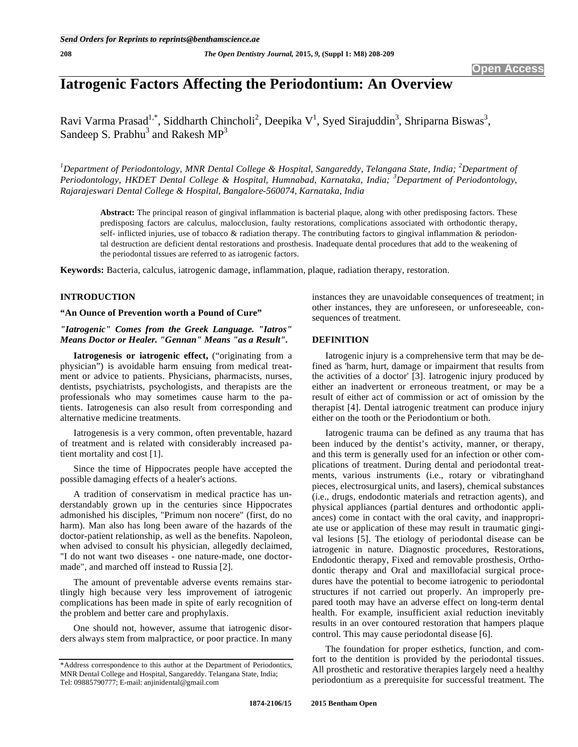# Iatrogenic Factors Affecting the Periodontium: An Overview

Ravi Varma Prasad[1,*], Siddharth Chincholi[2], Deepika V[1], Syed Sirajuddin[3], Shriparna Biswas[3], Sandeep S. Prabhu[3] and Rakesh MP[3]

*[1]Department of Periodontology, MNR Dental College & Hospital, Sangareddy, Telangana State, India; [2]Department of Periodontology, HKDET Dental College & Hospital, Humnabad, Karnataka, India; [3]Department of Periodontology, Rajarajeswari Dental College & Hospital, Bangalore-560074, Karnataka, India*

**Abstract:** The principal reason of gingival inflammation is bacterial plaque, along with other predisposing factors. These predisposing factors are calculus, malocclusion, faulty restorations, complications associated with orthodontic therapy, self- inflicted injuries, use of tobacco & radiation therapy. The contributing factors to gingival inflammation & periodontal destruction are deficient dental restorations and prosthesis. Inadequate dental procedures that add to the weakening of the periodontal tissues are referred to as iatrogenic factors.

**Keywords:** Bacteria, calculus, iatrogenic damage, inflammation, plaque, radiation therapy, restoration.

## INTRODUCTION

### "An Ounce of Prevention worth a Pound of Cure"

***"Iatrogenic" Comes from the Greek Language. "Iatros" Means Doctor or Healer. "Gennan" Means "as a Result".***

**Iatrogenesis or iatrogenic effect,** ("originating from a physician") is avoidable harm ensuing from medical treatment or advice to patients. Physicians, pharmacists, nurses, dentists, psychiatrists, psychologists, and therapists are the professionals who may sometimes cause harm to the patients. Iatrogenesis can also result from corresponding and alternative medicine treatments.

Iatrogenesis is a very common, often preventable, hazard of treatment and is related with considerably increased patient mortality and cost [1].

Since the time of Hippocrates people have accepted the possible damaging effects of a healer's actions.

A tradition of conservatism in medical practice has understandably grown up in the centuries since Hippocrates admonished his disciples, "Primum non nocere" (first, do no harm). Man also has long been aware of the hazards of the doctor-patient relationship, as well as the benefits. Napoleon, when advised to consult his physician, allegedly declaimed, "I do not want two diseases - one nature-made, one doctor-made", and marched off instead to Russia [2].

The amount of preventable adverse events remains startlingly high because very less improvement of iatrogenic complications has been made in spite of early recognition of the problem and better care and prophylaxis.

One should not, however, assume that iatrogenic disorders always stem from malpractice, or poor practice. In many instances they are unavoidable consequences of treatment; in other instances, they are unforeseen, or unforeseeable, consequences of treatment.

## DEFINITION

Iatrogenic injury is a comprehensive term that may be defined as 'harm, hurt, damage or impairment that results from the activities of a doctor' [3]. Iatrogenic injury produced by either an inadvertent or erroneous treatment, or may be a result of either act of commission or act of omission by the therapist [4]. Dental iatrogenic treatment can produce injury either on the tooth or the Periodontium or both.

Iatrogenic trauma can be defined as any trauma that has been induced by the dentist's activity, manner, or therapy, and this term is generally used for an infection or other complications of treatment. During dental and periodontal treatments, various instruments (i.e., rotary or vibratinghand pieces, electrosurgical units, and lasers), chemical substances (i.e., drugs, endodontic materials and retraction agents), and physical appliances (partial dentures and orthodontic appliances) come in contact with the oral cavity, and inappropriate use or application of these may result in traumatic gingival lesions [5]. The etiology of periodontal disease can be iatrogenic in nature. Diagnostic procedures, Restorations, Endodontic therapy, Fixed and removable prosthesis, Orthodontic therapy and Oral and maxillofacial surgical procedures have the potential to become iatrogenic to periodontal structures if not carried out properly. An improperly prepared tooth may have an adverse effect on long-term dental health. For example, insufficient axial reduction inevitably results in an over contoured restoration that hampers plaque control. This may cause periodontal disease [6].

The foundation for proper esthetics, function, and comfort to the dentition is provided by the periodontal tissues. All prosthetic and restorative therapies largely need a healthy periodontium as a prerequisite for successful treatment. The

*Address correspondence to this author at the Department of Periodontics, MNR Dental College and Hospital, Sangareddy. Telangana State, India; Tel: 09885790777; E-mail: anjinidental@gmail.com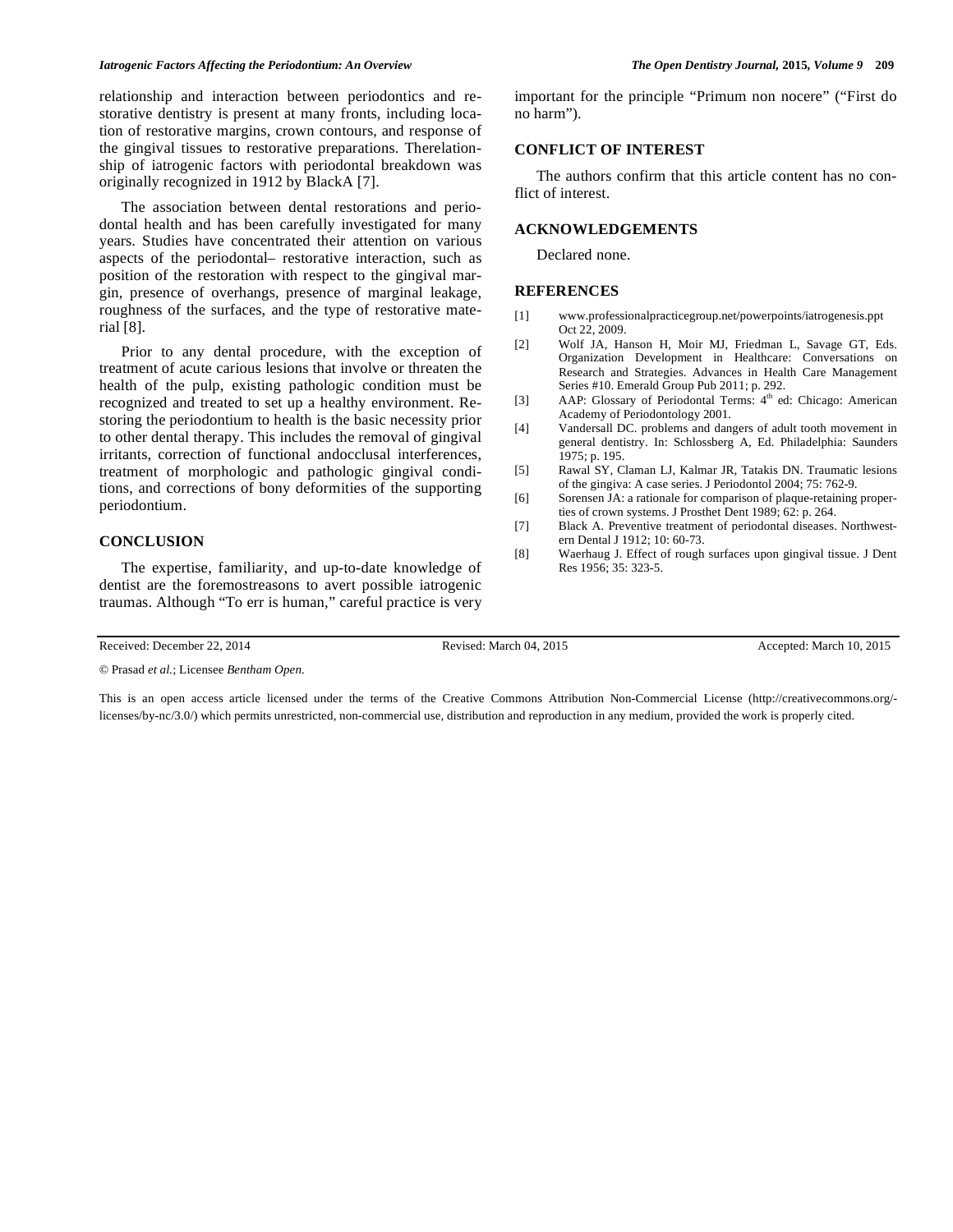relationship and interaction between periodontics and restorative dentistry is present at many fronts, including location of restorative margins, crown contours, and response of the gingival tissues to restorative preparations. Therelationship of iatrogenic factors with periodontal breakdown was originally recognized in 1912 by BlackA [7].

The association between dental restorations and periodontal health and has been carefully investigated for many years. Studies have concentrated their attention on various aspects of the periodontal– restorative interaction, such as position of the restoration with respect to the gingival margin, presence of overhangs, presence of marginal leakage, roughness of the surfaces, and the type of restorative material [8].

Prior to any dental procedure, with the exception of treatment of acute carious lesions that involve or threaten the health of the pulp, existing pathologic condition must be recognized and treated to set up a healthy environment. Restoring the periodontium to health is the basic necessity prior to other dental therapy. This includes the removal of gingival irritants, correction of functional andocclusal interferences, treatment of morphologic and pathologic gingival conditions, and corrections of bony deformities of the supporting periodontium.

## CONCLUSION

The expertise, familiarity, and up-to-date knowledge of dentist are the foremostreasons to avert possible iatrogenic traumas. Although “To err is human,” careful practice is very important for the principle “Primum non nocere” (“First do no harm”).

## CONFLICT OF INTEREST

The authors confirm that this article content has no conflict of interest.

## ACKNOWLEDGEMENTS

Declared none.

## REFERENCES

[1] www.professionalpracticegroup.net/powerpoints/iatrogenesis.ppt Oct 22, 2009.

[2] Wolf JA, Hanson H, Moir MJ, Friedman L, Savage GT, Eds. Organization Development in Healthcare: Conversations on Research and Strategies. Advances in Health Care Management Series #10. Emerald Group Pub 2011; p. 292.

[3] AAP: Glossary of Periodontal Terms: 4th ed: Chicago: American Academy of Periodontology 2001.

[4] Vandersall DC. problems and dangers of adult tooth movement in general dentistry. In: Schlossberg A, Ed. Philadelphia: Saunders 1975; p. 195.

[5] Rawal SY, Claman LJ, Kalmar JR, Tatakis DN. Traumatic lesions of the gingiva: A case series. J Periodontol 2004; 75: 762-9.

[6] Sorensen JA: a rationale for comparison of plaque-retaining properties of crown systems. J Prosthet Dent 1989; 62: p. 264.

[7] Black A. Preventive treatment of periodontal diseases. Northwestern Dental J 1912; 10: 60-73.

[8] Waerhaug J. Effect of rough surfaces upon gingival tissue. J Dent Res 1956; 35: 323-5.

Received: December 22, 2014 Revised: March 04, 2015 Accepted: March 10, 2015

© Prasad *et al.*; Licensee *Bentham Open.*

This is an open access article licensed under the terms of the Creative Commons Attribution Non-Commercial License (http://creativecommons.org/-licenses/by-nc/3.0/) which permits unrestricted, non-commercial use, distribution and reproduction in any medium, provided the work is properly cited.